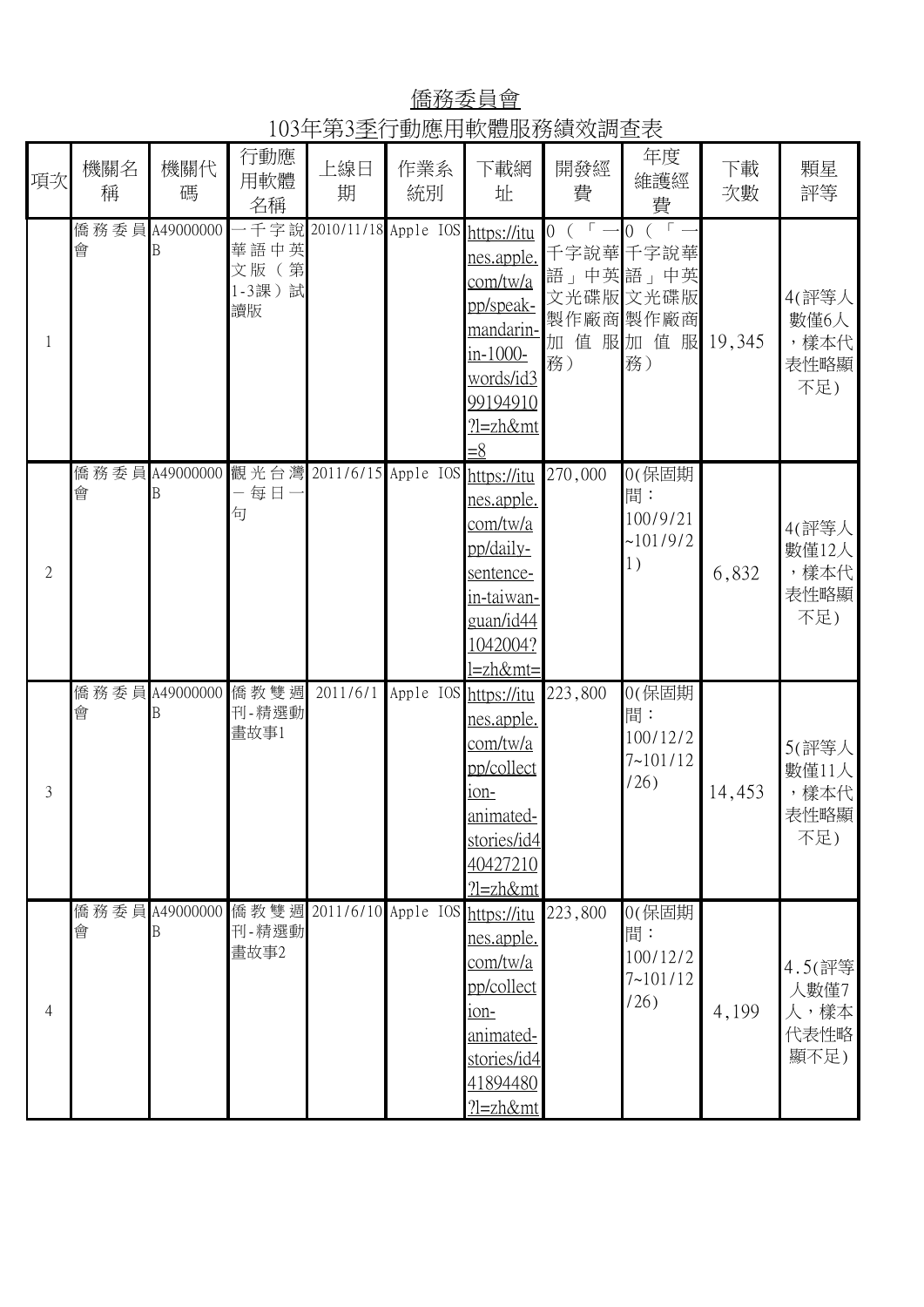# 僑務委員會

## 103年第3季行動應用軟體服務績效調查表

| 項次 | 機關名稱 | 機關代碼 | 行動應用軟體名稱 | 上線日期 | 作業系統別 | 下載網址 | 開發經費 | 年度維護經費 | 下載次數 | 顆星評等 |
|---|---|---|---|---|---|---|---|---|---|---|
| 1 | 僑務委員會 | A49000000B | 一千字說華語中英文版（第1-3課）試讀版 | 2010/11/18 | Apple IOS | https://itunes.apple.com/tw/app/speak-mandarin-in-1000-words/id399194910?l=zh&mt=8 | 0（「一千字說華語」中英文光碟版製作廠商加值服務） | 0（「一千字說華語」中英文光碟版製作廠商加值服務） | 19,345 | 4(評等人數僅6人，樣本代表性略顯不足) |
| 2 | 僑務委員會 | A49000000B | 觀光台灣－每日一句 | 2011/6/15 | Apple IOS | https://itunes.apple.com/tw/app/daily-sentence-in-taiwan-guan/id441042004?l=zh&mt= | 270,000 | 0(保固期間：100/9/21~101/9/21) | 6,832 | 4(評等人數僅12人，樣本代表性略顯不足) |
| 3 | 僑務委員會 | A49000000B | 僑教雙週刊-精選動畫故事1 | 2011/6/1 | Apple IOS | https://itunes.apple.com/tw/app/collection-animated-stories/id440427210?l=zh&mt | 223,800 | 0(保固期間：100/12/27~101/12/26) | 14,453 | 5(評等人數僅11人，樣本代表性略顯不足) |
| 4 | 僑務委員會 | A49000000B | 僑教雙週刊-精選動畫故事2 | 2011/6/10 | Apple IOS | https://itunes.apple.com/tw/app/collection-animated-stories/id441894480?l=zh&mt | 223,800 | 0(保固期間：100/12/27~101/12/26) | 4,199 | 4.5(評等人數僅7人，樣本代表性略顯不足) |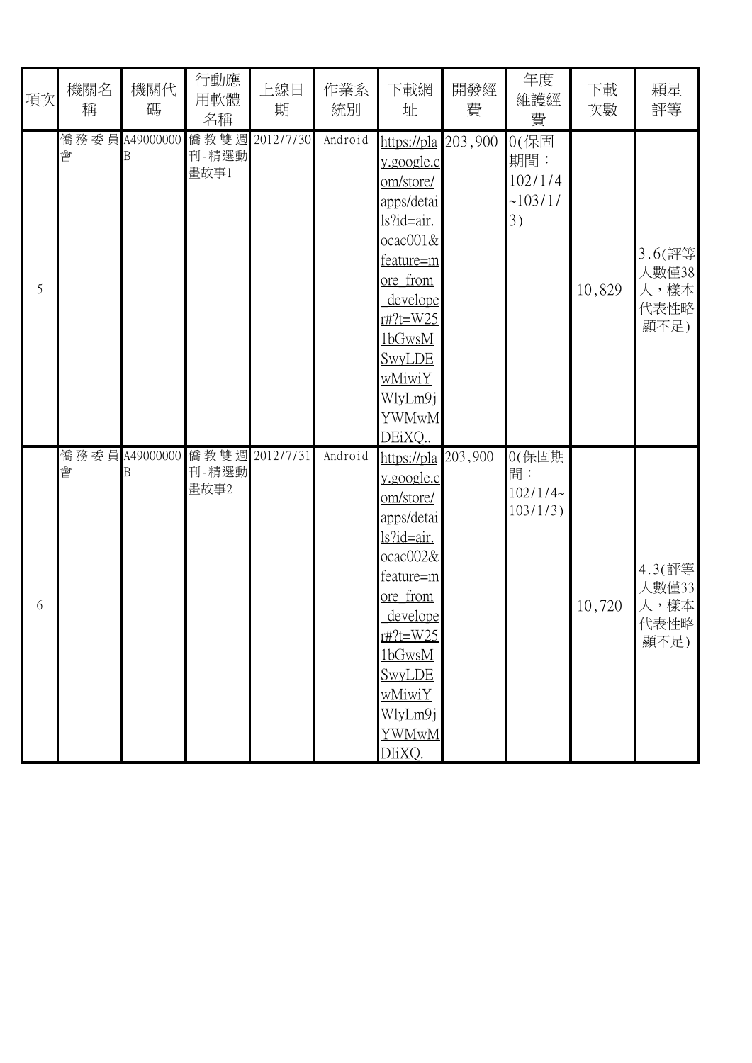| 項次 | 機關名稱 | 機關代碼 | 行動應用軟體名稱 | 上線日期 | 作業系統別 | 下載網址 | 開發經費 | 年度維護經費 | 下載次數 | 顆星評等 |
|---|---|---|---|---|---|---|---|---|---|---|
| 5 | 僑務委員會 | A49000000B | 僑教雙週刊-精選動畫故事1 | 2012/7/30 | Android | https://play.google.com/store/apps/details?id=air.ocac001&feature=more_from_developer#?t=W251bGwsMSwyLDEwMiwiYWlyLm9jYWMwMDEiXQ.. | 203,900 | 0(保固期間：102/1/4~103/1/3) | 10,829 | 3.6(評等人數僅38人，樣本代表性略顯不足) |
| 6 | 僑務委員會 | A49000000B | 僑教雙週刊-精選動畫故事2 | 2012/7/31 | Android | https://play.google.com/store/apps/details?id=air.ocac002&feature=more_from_developer#?t=W251bGwsMSwyLDEwMiwiYWlyLm9jYWMwMDIiXQ. | 203,900 | 0(保固期間：102/1/4~103/1/3) | 10,720 | 4.3(評等人數僅33人，樣本代表性略顯不足) |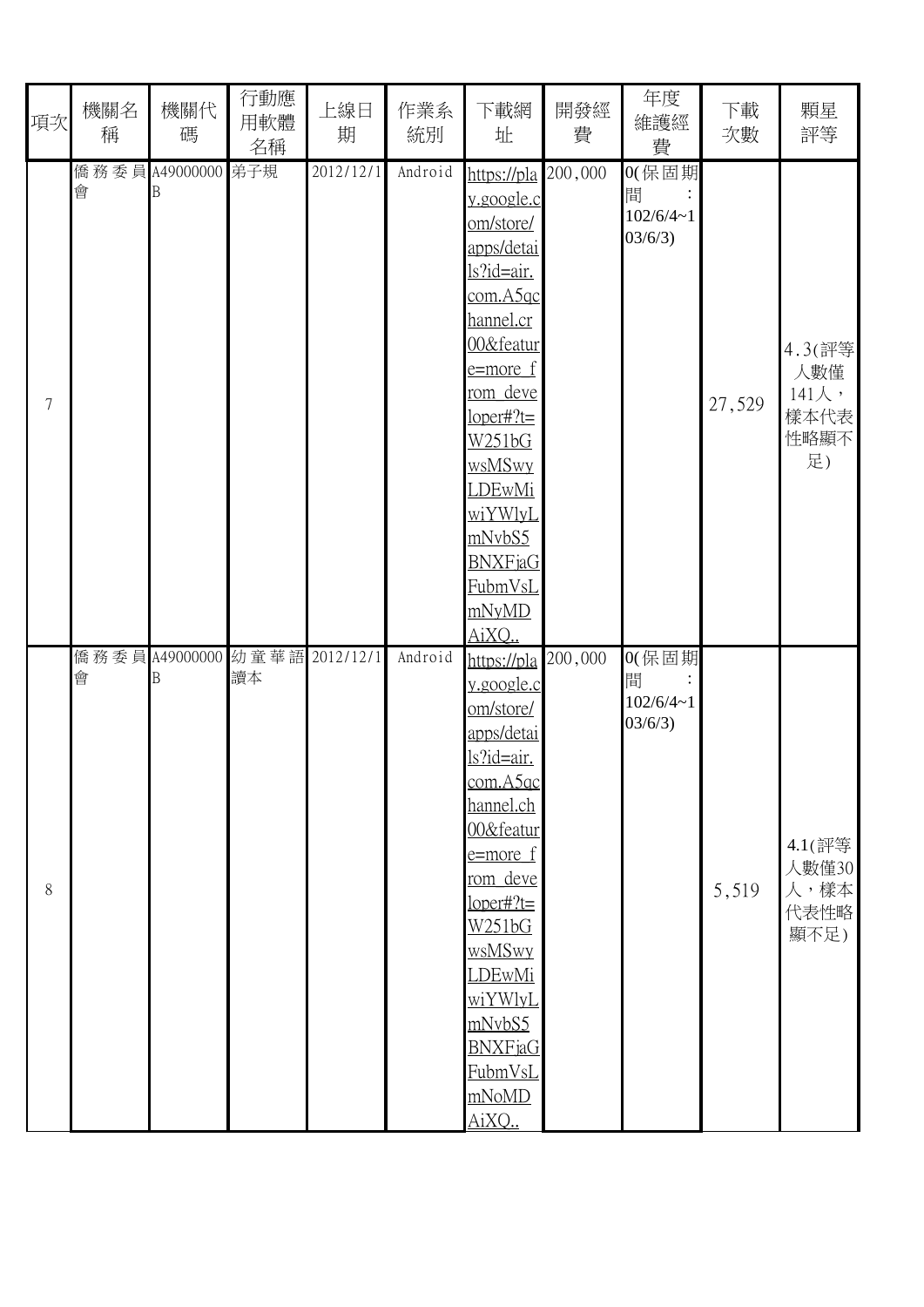| 項次 | 機關名稱 | 機關代碼 | 行動應用軟體名稱 | 上線日期 | 作業系統別 | 下載網址 | 開發經費 | 年度維護經費 | 下載次數 | 顆星評等 |
|---|---|---|---|---|---|---|---|---|---|---|
| 7 | 僑務委員會 | A49000000B | 弟子規 | 2012/12/1 | Android | https://play.google.com/store/apps/details?id=air.com.A5qchannel.cr00&feature=more_from_developer#?t=W251bGwsMSwyLDEwMiwiYWlyLmNvbS5BNXFjaGFubmVsLmNyMDAiXQ.. | 200,000 | 0(保固期間：102/6/4~103/6/3) | 27,529 | 4.3(評等人數僅141人，樣本代表性略顯不足) |
| 8 | 僑務委員會 | A49000000B | 幼童華語讀本 | 2012/12/1 | Android | https://play.google.com/store/apps/details?id=air.com.A5qchannel.ch00&feature=more_from_developer#?t=W251bGwsMSwyLDEwMiwiYWlyLmNvbS5BNXFjaGFubmVsLmNoMDAiXQ.. | 200,000 | 0(保固期間：102/6/4~103/6/3) | 5,519 | 4.1(評等人數僅30人，樣本代表性略顯不足) |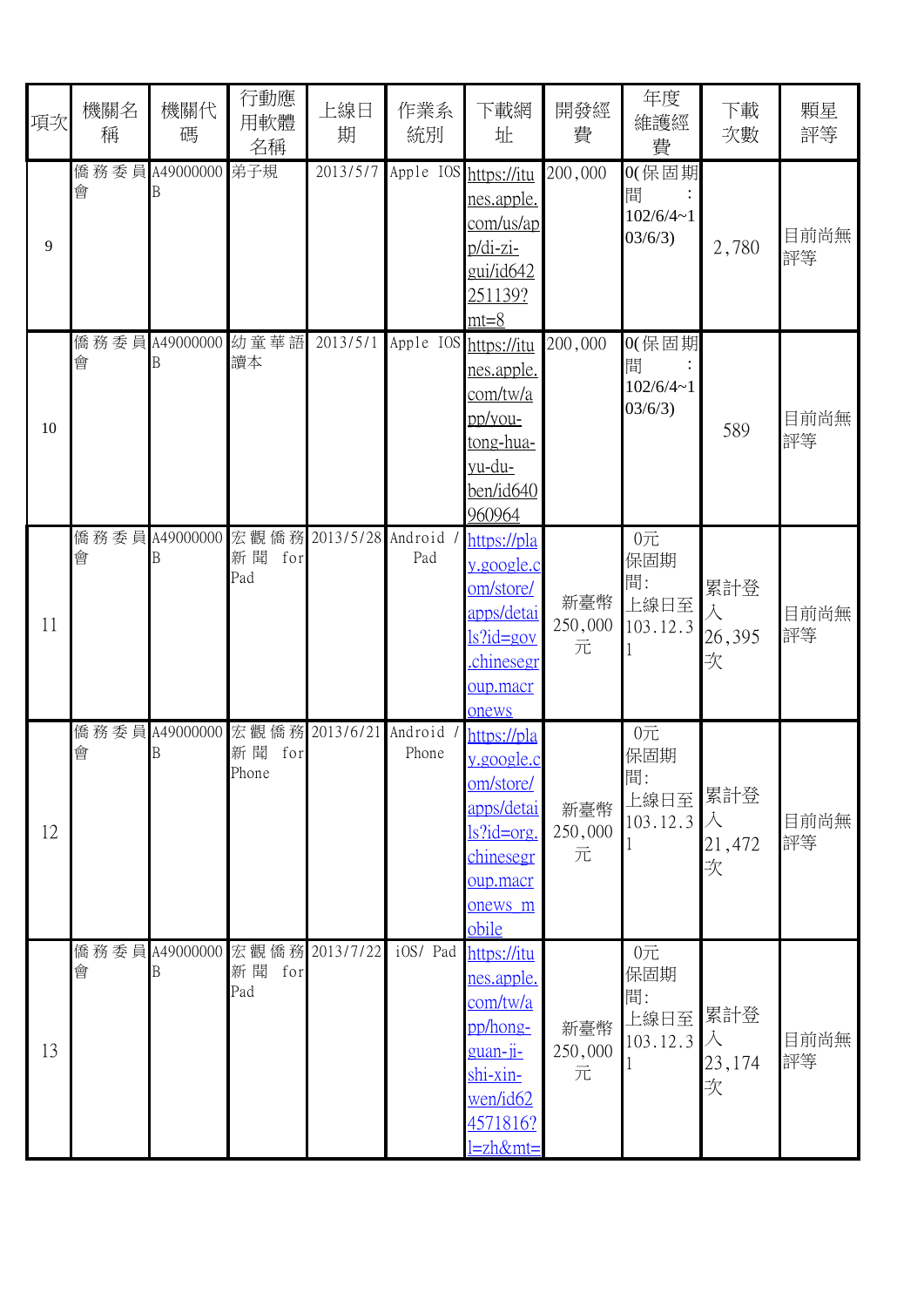| 項次 | 機關名稱 | 機關代碼 | 行動應用軟體名稱 | 上線日期 | 作業系統別 | 下載網址 | 開發經費 | 年度維護經費 | 下載次數 | 顆星評等 |
|---|---|---|---|---|---|---|---|---|---|---|
| 9 | 僑務委員會 | A49000000B | 弟子規 | 2013/5/7 | Apple IOS | https://itunes.apple.com/us/app/di-zi-gui/id642251139?mt=8 | 200,000 | 0(保固期間：102/6/4~103/6/3) | 2,780 | 目前尚無評等 |
| 10 | 僑務委員會 | A49000000B | 幼童華語讀本 | 2013/5/1 | Apple IOS | https://itunes.apple.com/tw/app/you-tong-hua-yu-du-ben/id640960964 | 200,000 | 0(保固期間：102/6/4~103/6/3) | 589 | 目前尚無評等 |
| 11 | 僑務委員會 | A49000000B | 宏觀僑務新聞 for Pad | 2013/5/28 | Android / Pad | https://play.google.com/store/apps/details?id=gov.chinesegroup.macronews | 新臺幣250,000元 | 0元 保固期間: 上線日至103.12.31 | 累計登入26,395次 | 目前尚無評等 |
| 12 | 僑務委員會 | A49000000B | 宏觀僑務新聞 for Phone | 2013/6/21 | Android / Phone | https://play.google.com/store/apps/details?id=org.chinesegroup.macronews_mobile | 新臺幣250,000元 | 0元 保固期間: 上線日至103.12.31 | 累計登入21,472次 | 目前尚無評等 |
| 13 | 僑務委員會 | A49000000B | 宏觀僑務新聞 for Pad | 2013/7/22 | iOS/ Pad | https://itunes.apple.com/tw/app/hong-guan-ji-shi-xin-wen/id624571816?l=zh&mt= | 新臺幣250,000元 | 0元 保固期間: 上線日至103.12.31 | 累計登入23,174次 | 目前尚無評等 |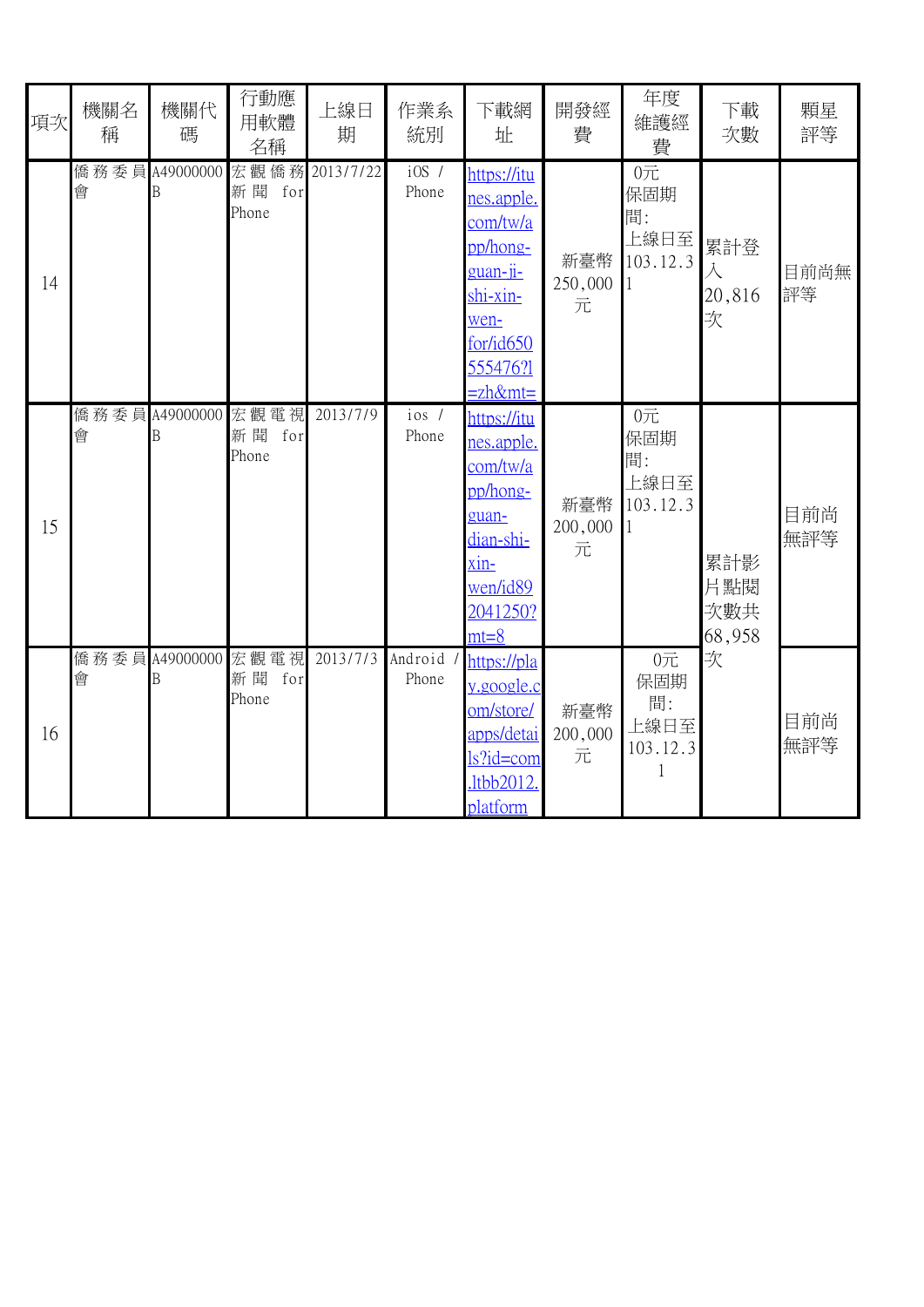| 項次 | 機關名稱 | 機關代碼 | 行動應用軟體名稱 | 上線日期 | 作業系統別 | 下載網址 | 開發經費 | 年度維護經費 | 下載次數 | 顆星評等 |
|---|---|---|---|---|---|---|---|---|---|---|
| 14 | 僑務委員會 | A49000000B | 宏觀僑務新聞 for Phone | 2013/7/22 | iOS / Phone | https://itunes.apple.com/tw/app/hong-guan-ji-shi-xin-wen-for/id650555476?l=zh&mt= | 新臺幣250,000元 | 0元 保固期間: 上線日至103.12.31 | 累計登入20,816次 | 目前尚無評等 |
| 15 | 僑務委員會 | A49000000B | 宏觀電視新聞 for Phone | 2013/7/9 | ios / Phone | https://itunes.apple.com/tw/app/hong-guan-dian-shi-xin-wen/id892041250?mt=8 | 新臺幣200,000元 | 0元 保固期間: 上線日至103.12.31 | 累計影片點閱次數共68,958次 | 目前尚無評等 |
| 16 | 僑務委員會 | A49000000B | 宏觀電視新聞 for Phone | 2013/7/3 | Android / Phone | https://play.google.com/store/apps/details?id=com.ltbb2012.platform | 新臺幣200,000元 | 0元 保固期間: 上線日至103.12.31 | | 目前尚無評等 |